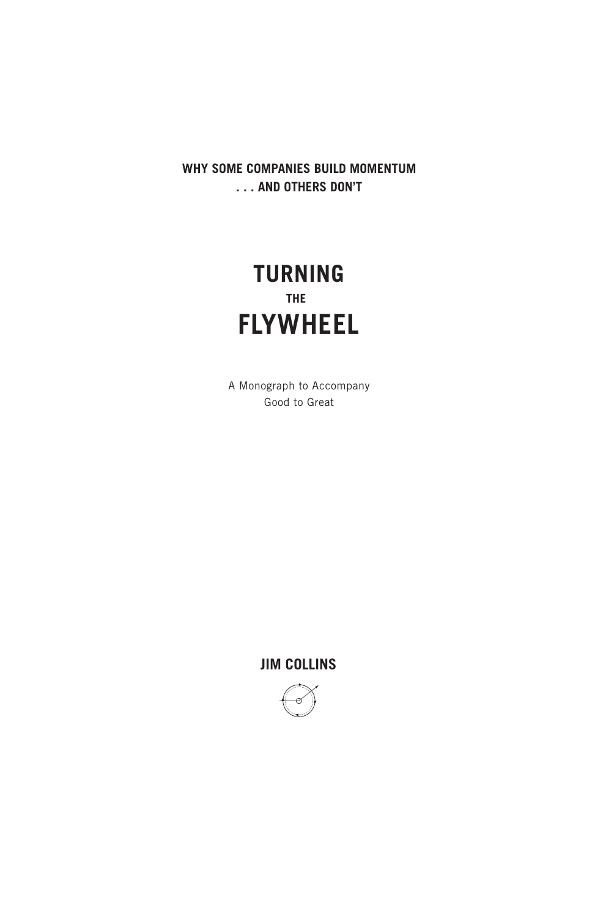**WHY SOME COMPANIES BUILD MOMENTUM**
**. . . AND OTHERS DON'T**

# TURNING THE FLYWHEEL

A Monograph to Accompany
Good to Great

**JIM COLLINS**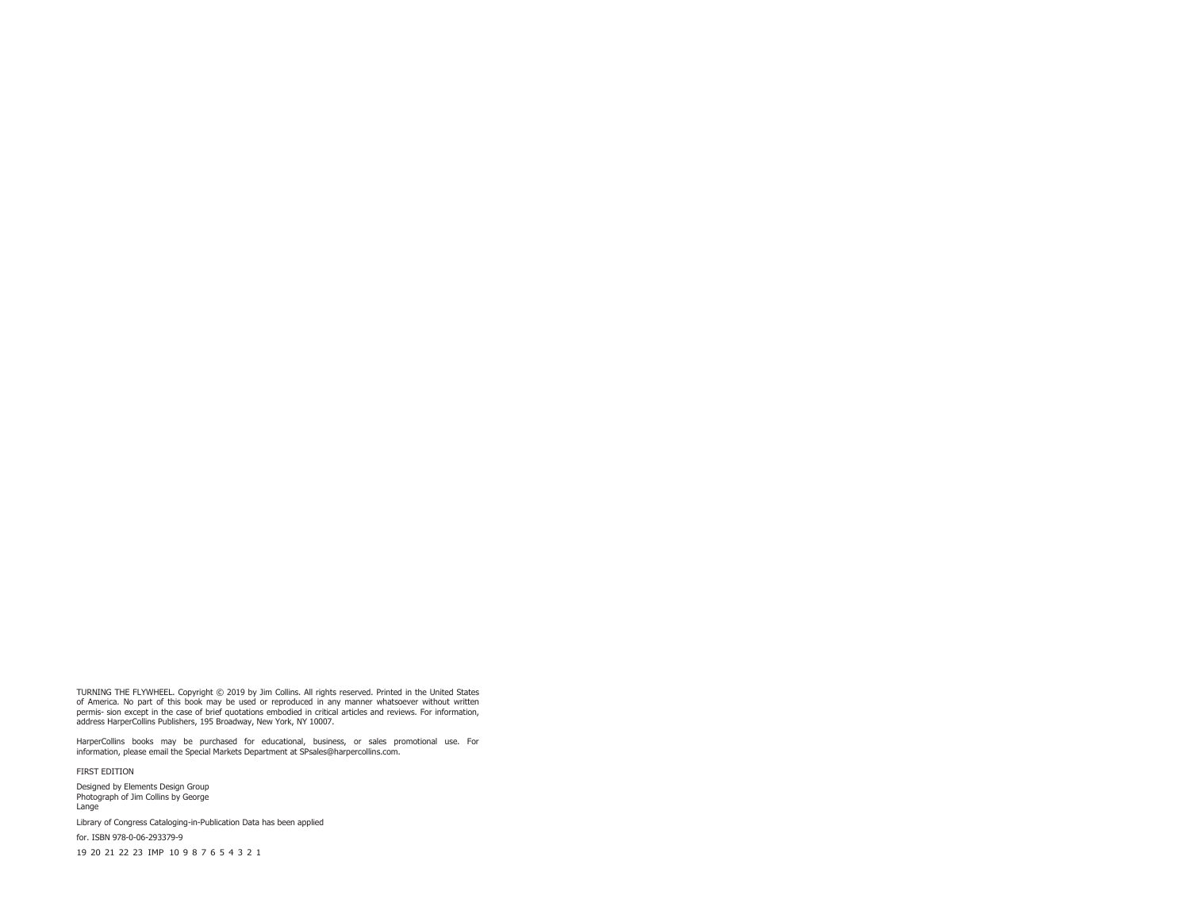TURNING THE FLYWHEEL. Copyright © 2019 by Jim Collins. All rights reserved. Printed in the United States of America. No part of this book may be used or reproduced in any manner whatsoever without written permis- sion except in the case of brief quotations embodied in critical articles and reviews. For information, address HarperCollins Publishers, 195 Broadway, New York, NY 10007.

HarperCollins books may be purchased for educational, business, or sales promotional use. For information, please email the Special Markets Department at SPsales@harpercollins.com.

FIRST EDITION

Designed by Elements Design Group
Photograph of Jim Collins by George
Lange

Library of Congress Cataloging-in-Publication Data has been applied

for. ISBN 978-0-06-293379-9

19 20 21 22 23 IMP 10 9 8 7 6 5 4 3 2 1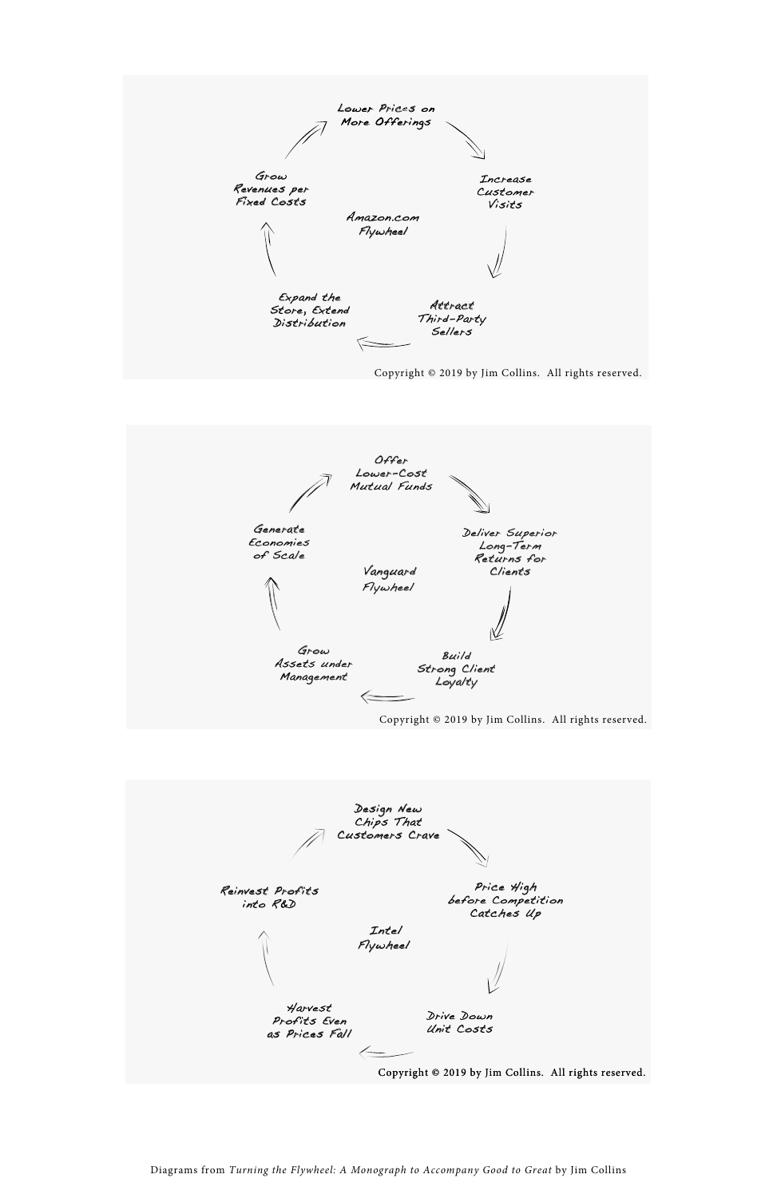**Amazon.com Flywheel**

- Lower Prices on More Offerings
- Increase Customer Visits
- Attract Third-Party Sellers
- Expand the Store, Extend Distribution
- Grow Revenues per Fixed Costs

Copyright © 2019 by Jim Collins. All rights reserved.

**Vanguard Flywheel**

- Offer Lower-Cost Mutual Funds
- Deliver Superior Long-Term Returns for Clients
- Build Strong Client Loyalty
- Grow Assets under Management
- Generate Economies of Scale

Copyright © 2019 by Jim Collins. All rights reserved.

**Intel Flywheel**

- Design New Chips That Customers Crave
- Price High before Competition Catches Up
- Drive Down Unit Costs
- Harvest Profits Even as Prices Fall
- Reinvest Profits into R&D

Copyright © 2019 by Jim Collins. All rights reserved.

Diagrams from *Turning the Flywheel: A Monograph to Accompany Good to Great* by Jim Collins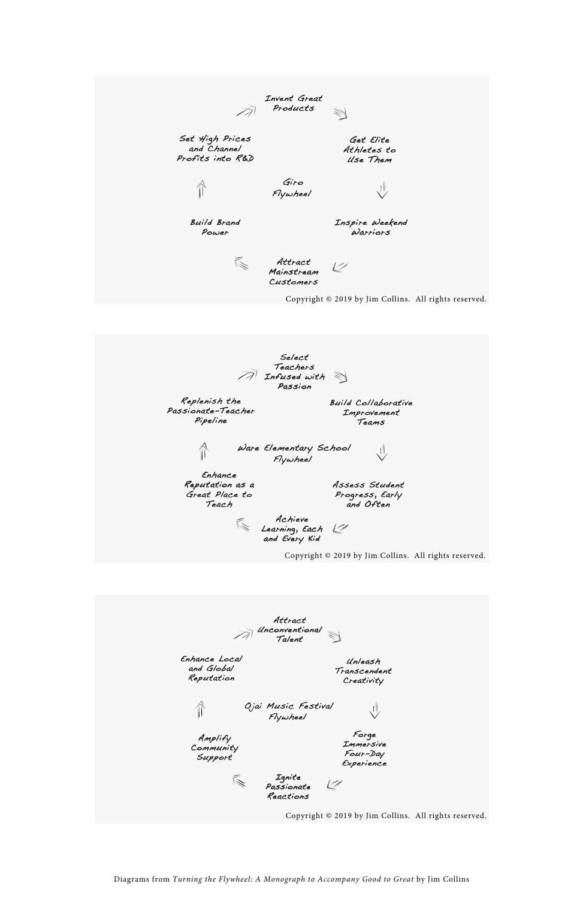**Giro Flywheel**

- Invent Great Products →
- Get Elite Athletes to Use Them →
- Inspire Weekend Warriors →
- Attract Mainstream Customers →
- Build Brand Power →
- Set High Prices and Channel Profits into R&D →

Copyright © 2019 by Jim Collins. All rights reserved.

**Ware Elementary School Flywheel**

- Select Teachers Infused with Passion →
- Build Collaborative Improvement Teams →
- Assess Student Progress, Early and Often →
- Achieve Learning, Each and Every Kid →
- Enhance Reputation as a Great Place to Teach →
- Replenish the Passionate-Teacher Pipeline →

Copyright © 2019 by Jim Collins. All rights reserved.

**Ojai Music Festival Flywheel**

- Attract Unconventional Talent →
- Unleash Transcendent Creativity →
- Forge Immersive Four-Day Experience →
- Ignite Passionate Reactions →
- Amplify Community Support →
- Enhance Local and Global Reputation →

Copyright © 2019 by Jim Collins. All rights reserved.

Diagrams from *Turning the Flywheel: A Monograph to Accompany Good to Great* by Jim Collins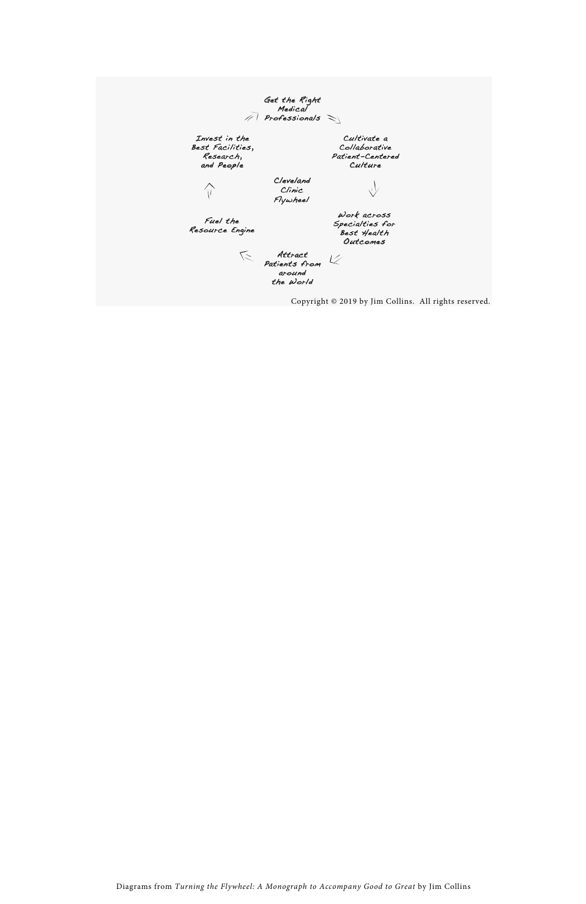Get the Right Medical Professionals

Cultivate a Collaborative Patient-Centered Culture

Work across Specialties for Best Health Outcomes

Attract Patients from around the World

Fuel the Resource Engine

Invest in the Best Facilities, Research, and People

Cleveland Clinic Flywheel

Copyright © 2019 by Jim Collins. All rights reserved.

Diagrams from *Turning the Flywheel: A Monograph to Accompany Good to Great* by Jim Collins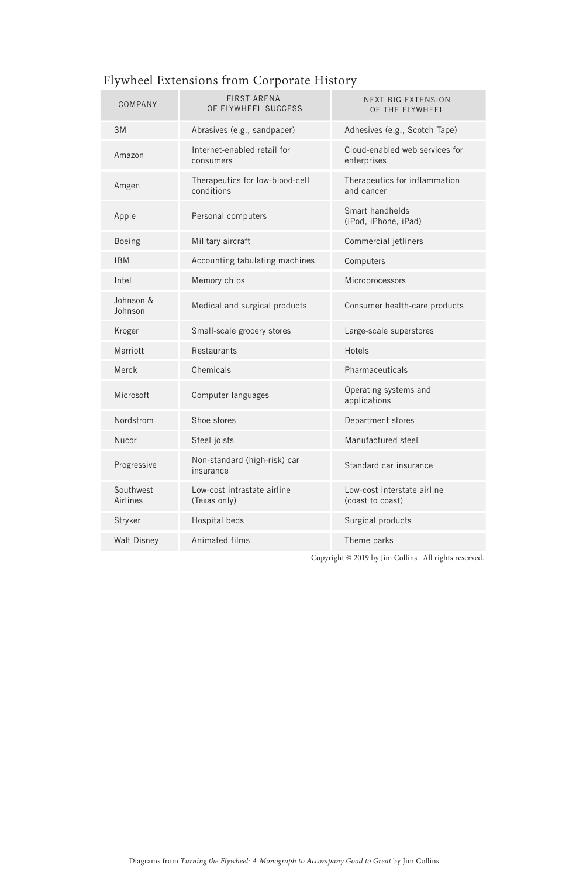## Flywheel Extensions from Corporate History

| COMPANY | FIRST ARENA OF FLYWHEEL SUCCESS | NEXT BIG EXTENSION OF THE FLYWHEEL |
|---|---|---|
| 3M | Abrasives (e.g., sandpaper) | Adhesives (e.g., Scotch Tape) |
| Amazon | Internet-enabled retail for consumers | Cloud-enabled web services for enterprises |
| Amgen | Therapeutics for low-blood-cell conditions | Therapeutics for inflammation and cancer |
| Apple | Personal computers | Smart handhelds (iPod, iPhone, iPad) |
| Boeing | Military aircraft | Commercial jetliners |
| IBM | Accounting tabulating machines | Computers |
| Intel | Memory chips | Microprocessors |
| Johnson & Johnson | Medical and surgical products | Consumer health-care products |
| Kroger | Small-scale grocery stores | Large-scale superstores |
| Marriott | Restaurants | Hotels |
| Merck | Chemicals | Pharmaceuticals |
| Microsoft | Computer languages | Operating systems and applications |
| Nordstrom | Shoe stores | Department stores |
| Nucor | Steel joists | Manufactured steel |
| Progressive | Non-standard (high-risk) car insurance | Standard car insurance |
| Southwest Airlines | Low-cost intrastate airline (Texas only) | Low-cost interstate airline (coast to coast) |
| Stryker | Hospital beds | Surgical products |
| Walt Disney | Animated films | Theme parks |

Copyright © 2019 by Jim Collins. All rights reserved.

Diagrams from *Turning the Flywheel: A Monograph to Accompany Good to Great* by Jim Collins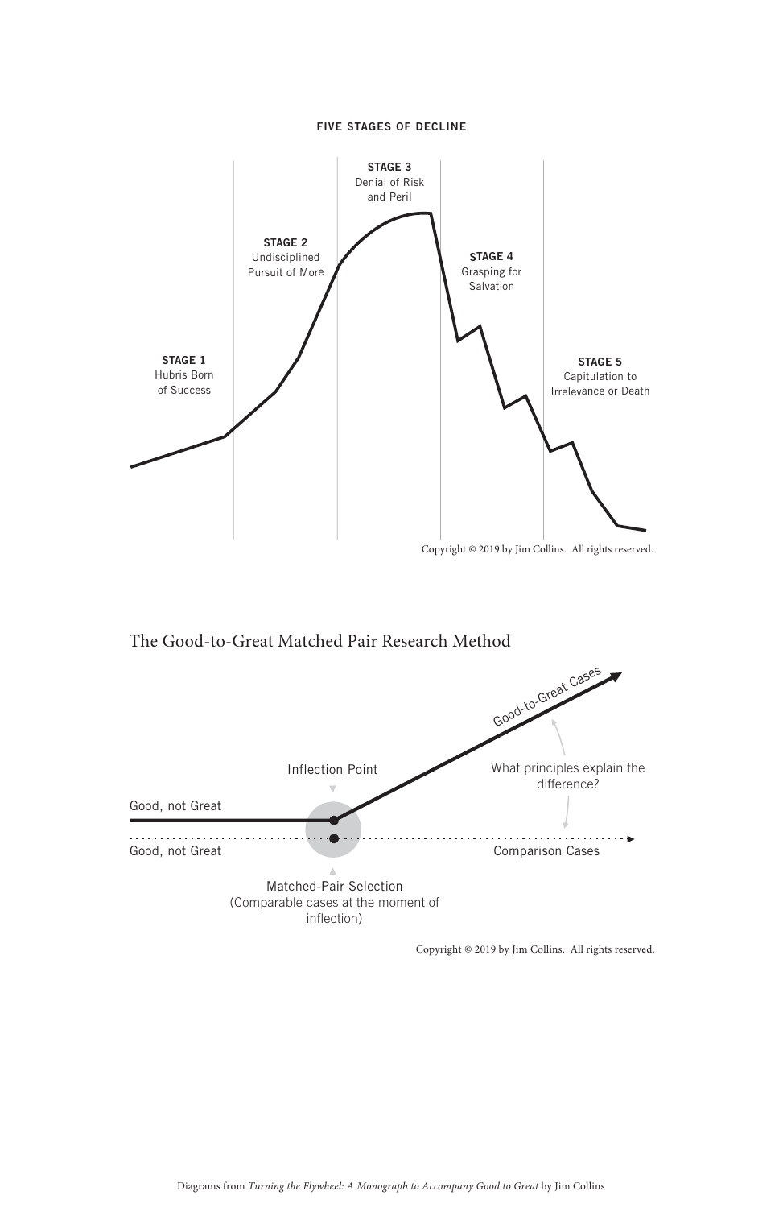**FIVE STAGES OF DECLINE**

**STAGE 1**
Hubris Born of Success

**STAGE 2**
Undisciplined Pursuit of More

**STAGE 3**
Denial of Risk and Peril

**STAGE 4**
Grasping for Salvation

**STAGE 5**
Capitulation to Irrelevance or Death

Copyright © 2019 by Jim Collins. All rights reserved.

## The Good-to-Great Matched Pair Research Method

Good-to-Great Cases

Inflection Point

What principles explain the difference?

Good, not Great

Good, not Great

Comparison Cases

Matched-Pair Selection
(Comparable cases at the moment of inflection)

Copyright © 2019 by Jim Collins. All rights reserved.

Diagrams from *Turning the Flywheel: A Monograph to Accompany Good to Great* by Jim Collins